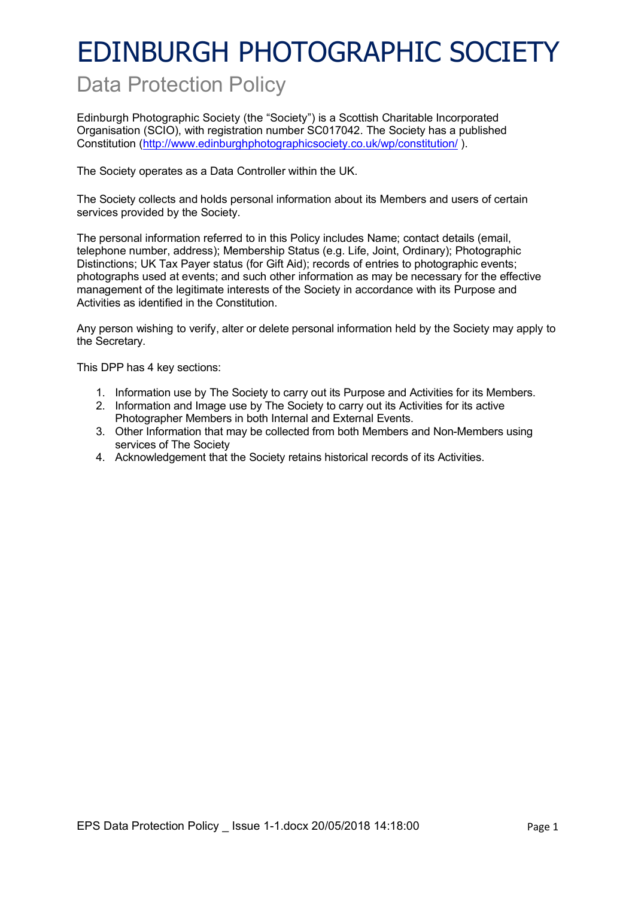# EDINBURGH PHOTOGRAPHIC SOCIETY

## Data Protection Policy

Edinburgh Photographic Society (the "Society") is a Scottish Charitable Incorporated Organisation (SCIO), with registration number SC017042. The Society has a published Constitution (http://www.edinburghphotographicsociety.co.uk/wp/constitution/ ).

The Society operates as a Data Controller within the UK.

The Society collects and holds personal information about its Members and users of certain services provided by the Society.

The personal information referred to in this Policy includes Name; contact details (email, telephone number, address); Membership Status (e.g. Life, Joint, Ordinary); Photographic Distinctions; UK Tax Payer status (for Gift Aid); records of entries to photographic events; photographs used at events; and such other information as may be necessary for the effective management of the legitimate interests of the Society in accordance with its Purpose and Activities as identified in the Constitution.

Any person wishing to verify, alter or delete personal information held by the Society may apply to the Secretary.

This DPP has 4 key sections:

1. Information use by The Society to carry out its Purpose and Activities for its Members.
2. Information and Image use by The Society to carry out its Activities for its active Photographer Members in both Internal and External Events.
3. Other Information that may be collected from both Members and Non-Members using services of The Society
4. Acknowledgement that the Society retains historical records of its Activities.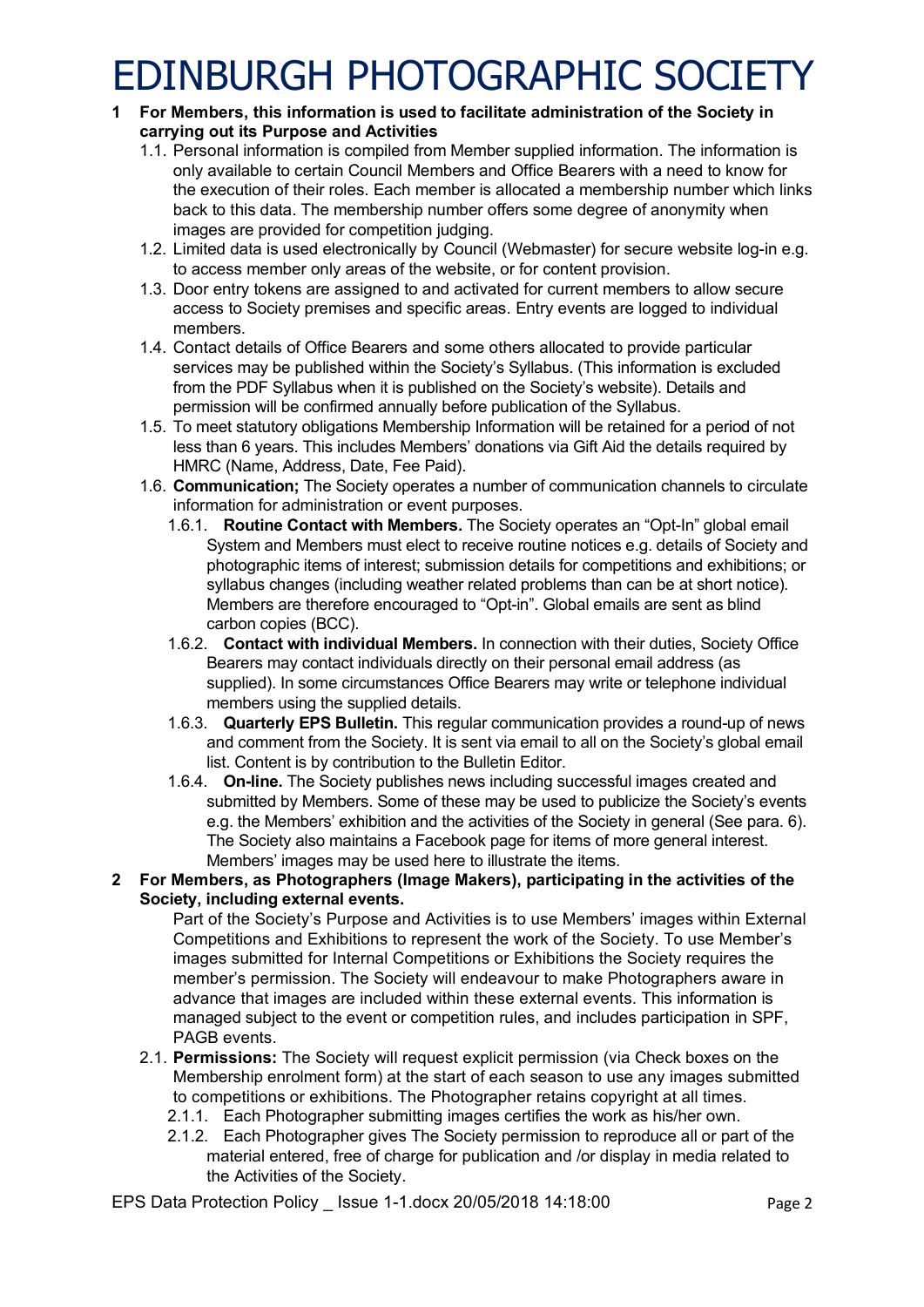# EDINBURGH PHOTOGRAPHIC SOCIETY

**1 For Members, this information is used to facilitate administration of the Society in carrying out its Purpose and Activities**

1.1. Personal information is compiled from Member supplied information. The information is only available to certain Council Members and Office Bearers with a need to know for the execution of their roles. Each member is allocated a membership number which links back to this data. The membership number offers some degree of anonymity when images are provided for competition judging.

1.2. Limited data is used electronically by Council (Webmaster) for secure website log-in e.g. to access member only areas of the website, or for content provision.

1.3. Door entry tokens are assigned to and activated for current members to allow secure access to Society premises and specific areas. Entry events are logged to individual members.

1.4. Contact details of Office Bearers and some others allocated to provide particular services may be published within the Society's Syllabus. (This information is excluded from the PDF Syllabus when it is published on the Society's website). Details and permission will be confirmed annually before publication of the Syllabus.

1.5. To meet statutory obligations Membership Information will be retained for a period of not less than 6 years. This includes Members' donations via Gift Aid the details required by HMRC (Name, Address, Date, Fee Paid).

1.6. **Communication;** The Society operates a number of communication channels to circulate information for administration or event purposes.

1.6.1. **Routine Contact with Members.** The Society operates an "Opt-In" global email System and Members must elect to receive routine notices e.g. details of Society and photographic items of interest; submission details for competitions and exhibitions; or syllabus changes (including weather related problems than can be at short notice). Members are therefore encouraged to "Opt-in". Global emails are sent as blind carbon copies (BCC).

1.6.2. **Contact with individual Members.** In connection with their duties, Society Office Bearers may contact individuals directly on their personal email address (as supplied). In some circumstances Office Bearers may write or telephone individual members using the supplied details.

1.6.3. **Quarterly EPS Bulletin.** This regular communication provides a round-up of news and comment from the Society. It is sent via email to all on the Society's global email list. Content is by contribution to the Bulletin Editor.

1.6.4. **On-line.** The Society publishes news including successful images created and submitted by Members. Some of these may be used to publicize the Society's events e.g. the Members' exhibition and the activities of the Society in general (See para. 6). The Society also maintains a Facebook page for items of more general interest. Members' images may be used here to illustrate the items.

**2 For Members, as Photographers (Image Makers), participating in the activities of the Society, including external events.**

Part of the Society's Purpose and Activities is to use Members' images within External Competitions and Exhibitions to represent the work of the Society. To use Member's images submitted for Internal Competitions or Exhibitions the Society requires the member's permission. The Society will endeavour to make Photographers aware in advance that images are included within these external events. This information is managed subject to the event or competition rules, and includes participation in SPF, PAGB events.

2.1. **Permissions:** The Society will request explicit permission (via Check boxes on the Membership enrolment form) at the start of each season to use any images submitted to competitions or exhibitions. The Photographer retains copyright at all times.

2.1.1. Each Photographer submitting images certifies the work as his/her own.

2.1.2. Each Photographer gives The Society permission to reproduce all or part of the material entered, free of charge for publication and /or display in media related to the Activities of the Society.

EPS Data Protection Policy _ Issue 1-1.docx 20/05/2018 14:18:00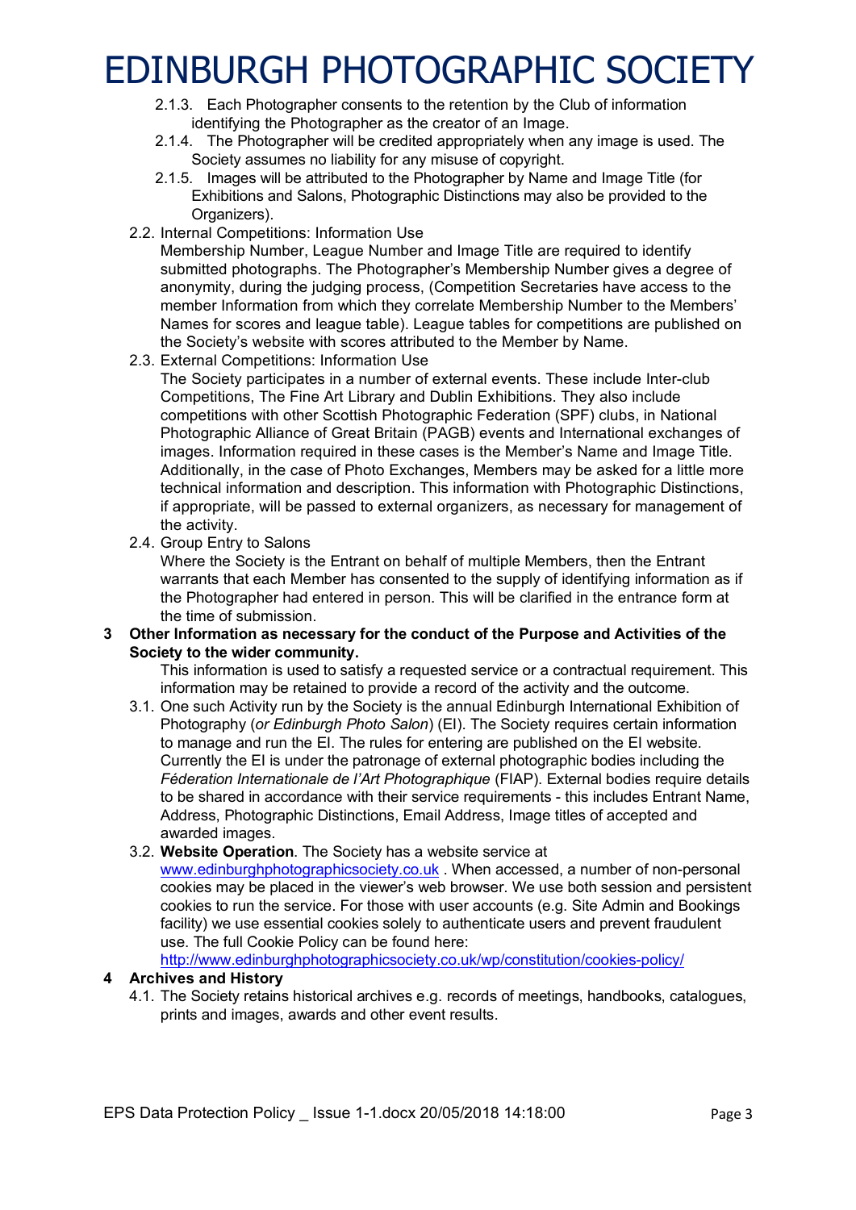2.1.3. Each Photographer consents to the retention by the Club of information identifying the Photographer as the creator of an Image.

2.1.4. The Photographer will be credited appropriately when any image is used. The Society assumes no liability for any misuse of copyright.

2.1.5. Images will be attributed to the Photographer by Name and Image Title (for Exhibitions and Salons, Photographic Distinctions may also be provided to the Organizers).

2.2. Internal Competitions: Information Use

Membership Number, League Number and Image Title are required to identify submitted photographs. The Photographer's Membership Number gives a degree of anonymity, during the judging process, (Competition Secretaries have access to the member Information from which they correlate Membership Number to the Members' Names for scores and league table). League tables for competitions are published on the Society's website with scores attributed to the Member by Name.

2.3. External Competitions: Information Use

The Society participates in a number of external events. These include Inter-club Competitions, The Fine Art Library and Dublin Exhibitions. They also include competitions with other Scottish Photographic Federation (SPF) clubs, in National Photographic Alliance of Great Britain (PAGB) events and International exchanges of images. Information required in these cases is the Member's Name and Image Title. Additionally, in the case of Photo Exchanges, Members may be asked for a little more technical information and description. This information with Photographic Distinctions, if appropriate, will be passed to external organizers, as necessary for management of the activity.

2.4. Group Entry to Salons

Where the Society is the Entrant on behalf of multiple Members, then the Entrant warrants that each Member has consented to the supply of identifying information as if the Photographer had entered in person. This will be clarified in the entrance form at the time of submission.

## 3 Other Information as necessary for the conduct of the Purpose and Activities of the Society to the wider community.

This information is used to satisfy a requested service or a contractual requirement. This information may be retained to provide a record of the activity and the outcome.

3.1. One such Activity run by the Society is the annual Edinburgh International Exhibition of Photography (*or Edinburgh Photo Salon*) (EI). The Society requires certain information to manage and run the EI. The rules for entering are published on the EI website. Currently the EI is under the patronage of external photographic bodies including the *Féderation Internationale de l'Art Photographique* (FIAP). External bodies require details to be shared in accordance with their service requirements - this includes Entrant Name, Address, Photographic Distinctions, Email Address, Image titles of accepted and awarded images.

3.2. **Website Operation**. The Society has a website service at www.edinburghphotographicsociety.co.uk . When accessed, a number of non-personal cookies may be placed in the viewer's web browser. We use both session and persistent cookies to run the service. For those with user accounts (e.g. Site Admin and Bookings facility) we use essential cookies solely to authenticate users and prevent fraudulent use. The full Cookie Policy can be found here: http://www.edinburghphotographicsociety.co.uk/wp/constitution/cookies-policy/

## 4 Archives and History

4.1. The Society retains historical archives e.g. records of meetings, handbooks, catalogues, prints and images, awards and other event results.